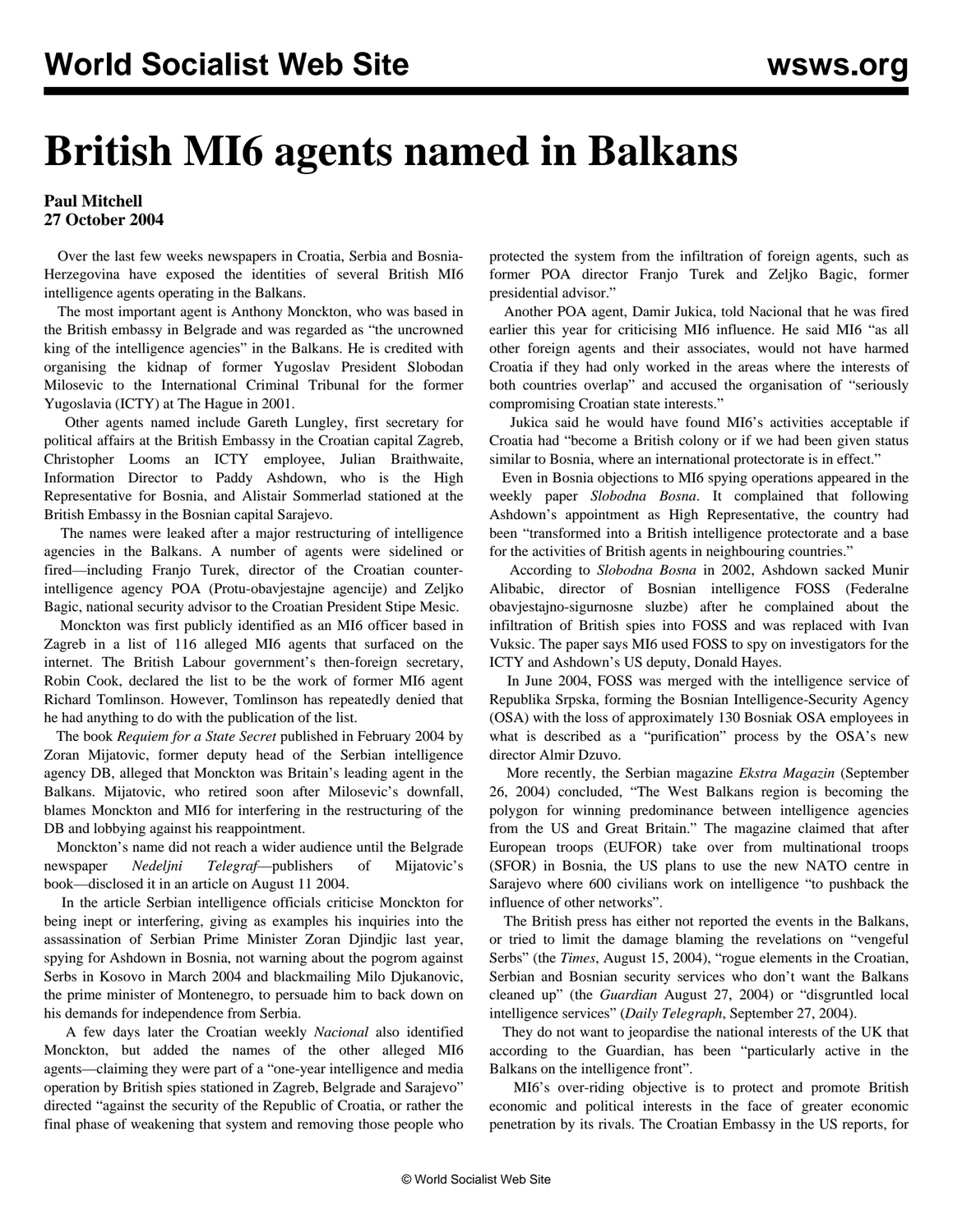# British MI6 agents named in Balkans

**Paul Mitchell**
**27 October 2004**

Over the last few weeks newspapers in Croatia, Serbia and Bosnia-Herzegovina have exposed the identities of several British MI6 intelligence agents operating in the Balkans.

The most important agent is Anthony Monckton, who was based in the British embassy in Belgrade and was regarded as "the uncrowned king of the intelligence agencies" in the Balkans. He is credited with organising the kidnap of former Yugoslav President Slobodan Milosevic to the International Criminal Tribunal for the former Yugoslavia (ICTY) at The Hague in 2001.

Other agents named include Gareth Lungley, first secretary for political affairs at the British Embassy in the Croatian capital Zagreb, Christopher Looms an ICTY employee, Julian Braithwaite, Information Director to Paddy Ashdown, who is the High Representative for Bosnia, and Alistair Sommerlad stationed at the British Embassy in the Bosnian capital Sarajevo.

The names were leaked after a major restructuring of intelligence agencies in the Balkans. A number of agents were sidelined or fired—including Franjo Turek, director of the Croatian counter-intelligence agency POA (Protu-obavjestajne agencije) and Zeljko Bagic, national security advisor to the Croatian President Stipe Mesic.

Monckton was first publicly identified as an MI6 officer based in Zagreb in a list of 116 alleged MI6 agents that surfaced on the internet. The British Labour government's then-foreign secretary, Robin Cook, declared the list to be the work of former MI6 agent Richard Tomlinson. However, Tomlinson has repeatedly denied that he had anything to do with the publication of the list.

The book *Requiem for a State Secret* published in February 2004 by Zoran Mijatovic, former deputy head of the Serbian intelligence agency DB, alleged that Monckton was Britain's leading agent in the Balkans. Mijatovic, who retired soon after Milosevic's downfall, blames Monckton and MI6 for interfering in the restructuring of the DB and lobbying against his reappointment.

Monckton's name did not reach a wider audience until the Belgrade newspaper *Nedeljni Telegraf*—publishers of Mijatovic's book—disclosed it in an article on August 11 2004.

In the article Serbian intelligence officials criticise Monckton for being inept or interfering, giving as examples his inquiries into the assassination of Serbian Prime Minister Zoran Djindjic last year, spying for Ashdown in Bosnia, not warning about the pogrom against Serbs in Kosovo in March 2004 and blackmailing Milo Djukanovic, the prime minister of Montenegro, to persuade him to back down on his demands for independence from Serbia.

A few days later the Croatian weekly *Nacional* also identified Monckton, but added the names of the other alleged MI6 agents—claiming they were part of a "one-year intelligence and media operation by British spies stationed in Zagreb, Belgrade and Sarajevo" directed "against the security of the Republic of Croatia, or rather the final phase of weakening that system and removing those people who protected the system from the infiltration of foreign agents, such as former POA director Franjo Turek and Zeljko Bagic, former presidential advisor."

Another POA agent, Damir Jukica, told Nacional that he was fired earlier this year for criticising MI6 influence. He said MI6 "as all other foreign agents and their associates, would not have harmed Croatia if they had only worked in the areas where the interests of both countries overlap" and accused the organisation of "seriously compromising Croatian state interests."

Jukica said he would have found MI6's activities acceptable if Croatia had "become a British colony or if we had been given status similar to Bosnia, where an international protectorate is in effect."

Even in Bosnia objections to MI6 spying operations appeared in the weekly paper *Slobodna Bosna*. It complained that following Ashdown's appointment as High Representative, the country had been "transformed into a British intelligence protectorate and a base for the activities of British agents in neighbouring countries."

According to *Slobodna Bosna* in 2002, Ashdown sacked Munir Alibabic, director of Bosnian intelligence FOSS (Federalne obavjestajno-sigurnosne sluzbe) after he complained about the infiltration of British spies into FOSS and was replaced with Ivan Vuksic. The paper says MI6 used FOSS to spy on investigators for the ICTY and Ashdown's US deputy, Donald Hayes.

In June 2004, FOSS was merged with the intelligence service of Republika Srpska, forming the Bosnian Intelligence-Security Agency (OSA) with the loss of approximately 130 Bosniak OSA employees in what is described as a "purification" process by the OSA's new director Almir Dzuvo.

More recently, the Serbian magazine *Ekstra Magazin* (September 26, 2004) concluded, "The West Balkans region is becoming the polygon for winning predominance between intelligence agencies from the US and Great Britain." The magazine claimed that after European troops (EUFOR) take over from multinational troops (SFOR) in Bosnia, the US plans to use the new NATO centre in Sarajevo where 600 civilians work on intelligence "to pushback the influence of other networks".

The British press has either not reported the events in the Balkans, or tried to limit the damage blaming the revelations on "vengeful Serbs" (the *Times*, August 15, 2004), "rogue elements in the Croatian, Serbian and Bosnian security services who don't want the Balkans cleaned up" (the *Guardian* August 27, 2004) or "disgruntled local intelligence services" (*Daily Telegraph*, September 27, 2004).

They do not want to jeopardise the national interests of the UK that according to the Guardian, has been "particularly active in the Balkans on the intelligence front".

MI6's over-riding objective is to protect and promote British economic and political interests in the face of greater economic penetration by its rivals. The Croatian Embassy in the US reports, for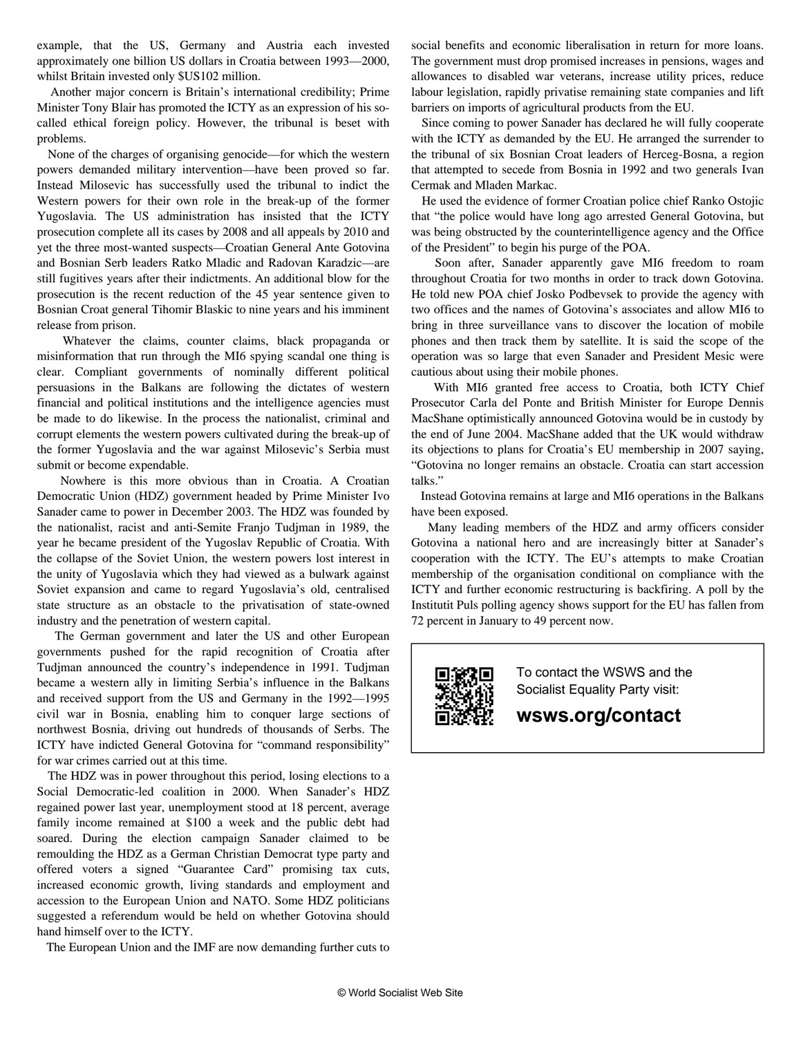example, that the US, Germany and Austria each invested approximately one billion US dollars in Croatia between 1993—2000, whilst Britain invested only $US102 million.

Another major concern is Britain's international credibility; Prime Minister Tony Blair has promoted the ICTY as an expression of his so-called ethical foreign policy. However, the tribunal is beset with problems.

None of the charges of organising genocide—for which the western powers demanded military intervention—have been proved so far. Instead Milosevic has successfully used the tribunal to indict the Western powers for their own role in the break-up of the former Yugoslavia. The US administration has insisted that the ICTY prosecution complete all its cases by 2008 and all appeals by 2010 and yet the three most-wanted suspects—Croatian General Ante Gotovina and Bosnian Serb leaders Ratko Mladic and Radovan Karadzic—are still fugitives years after their indictments. An additional blow for the prosecution is the recent reduction of the 45 year sentence given to Bosnian Croat general Tihomir Blaskic to nine years and his imminent release from prison.

Whatever the claims, counter claims, black propaganda or misinformation that run through the MI6 spying scandal one thing is clear. Compliant governments of nominally different political persuasions in the Balkans are following the dictates of western financial and political institutions and the intelligence agencies must be made to do likewise. In the process the nationalist, criminal and corrupt elements the western powers cultivated during the break-up of the former Yugoslavia and the war against Milosevic's Serbia must submit or become expendable.

Nowhere is this more obvious than in Croatia. A Croatian Democratic Union (HDZ) government headed by Prime Minister Ivo Sanader came to power in December 2003. The HDZ was founded by the nationalist, racist and anti-Semite Franjo Tudjman in 1989, the year he became president of the Yugoslav Republic of Croatia. With the collapse of the Soviet Union, the western powers lost interest in the unity of Yugoslavia which they had viewed as a bulwark against Soviet expansion and came to regard Yugoslavia's old, centralised state structure as an obstacle to the privatisation of state-owned industry and the penetration of western capital.

The German government and later the US and other European governments pushed for the rapid recognition of Croatia after Tudjman announced the country's independence in 1991. Tudjman became a western ally in limiting Serbia's influence in the Balkans and received support from the US and Germany in the 1992—1995 civil war in Bosnia, enabling him to conquer large sections of northwest Bosnia, driving out hundreds of thousands of Serbs. The ICTY have indicted General Gotovina for "command responsibility" for war crimes carried out at this time.

The HDZ was in power throughout this period, losing elections to a Social Democratic-led coalition in 2000. When Sanader's HDZ regained power last year, unemployment stood at 18 percent, average family income remained at $100 a week and the public debt had soared. During the election campaign Sanader claimed to be remoulding the HDZ as a German Christian Democrat type party and offered voters a signed "Guarantee Card" promising tax cuts, increased economic growth, living standards and employment and accession to the European Union and NATO. Some HDZ politicians suggested a referendum would be held on whether Gotovina should hand himself over to the ICTY.

The European Union and the IMF are now demanding further cuts to social benefits and economic liberalisation in return for more loans. The government must drop promised increases in pensions, wages and allowances to disabled war veterans, increase utility prices, reduce labour legislation, rapidly privatise remaining state companies and lift barriers on imports of agricultural products from the EU.

Since coming to power Sanader has declared he will fully cooperate with the ICTY as demanded by the EU. He arranged the surrender to the tribunal of six Bosnian Croat leaders of Herceg-Bosna, a region that attempted to secede from Bosnia in 1992 and two generals Ivan Cermak and Mladen Markac.

He used the evidence of former Croatian police chief Ranko Ostojic that "the police would have long ago arrested General Gotovina, but was being obstructed by the counterintelligence agency and the Office of the President" to begin his purge of the POA.

Soon after, Sanader apparently gave MI6 freedom to roam throughout Croatia for two months in order to track down Gotovina. He told new POA chief Josko Podbevsek to provide the agency with two offices and the names of Gotovina's associates and allow MI6 to bring in three surveillance vans to discover the location of mobile phones and then track them by satellite. It is said the scope of the operation was so large that even Sanader and President Mesic were cautious about using their mobile phones.

With MI6 granted free access to Croatia, both ICTY Chief Prosecutor Carla del Ponte and British Minister for Europe Dennis MacShane optimistically announced Gotovina would be in custody by the end of June 2004. MacShane added that the UK would withdraw its objections to plans for Croatia's EU membership in 2007 saying, "Gotovina no longer remains an obstacle. Croatia can start accession talks."

Instead Gotovina remains at large and MI6 operations in the Balkans have been exposed.

Many leading members of the HDZ and army officers consider Gotovina a national hero and are increasingly bitter at Sanader's cooperation with the ICTY. The EU's attempts to make Croatian membership of the organisation conditional on compliance with the ICTY and further economic restructuring is backfiring. A poll by the Institutit Puls polling agency shows support for the EU has fallen from 72 percent in January to 49 percent now.

To contact the WSWS and the Socialist Equality Party visit:

**wsws.org/contact**